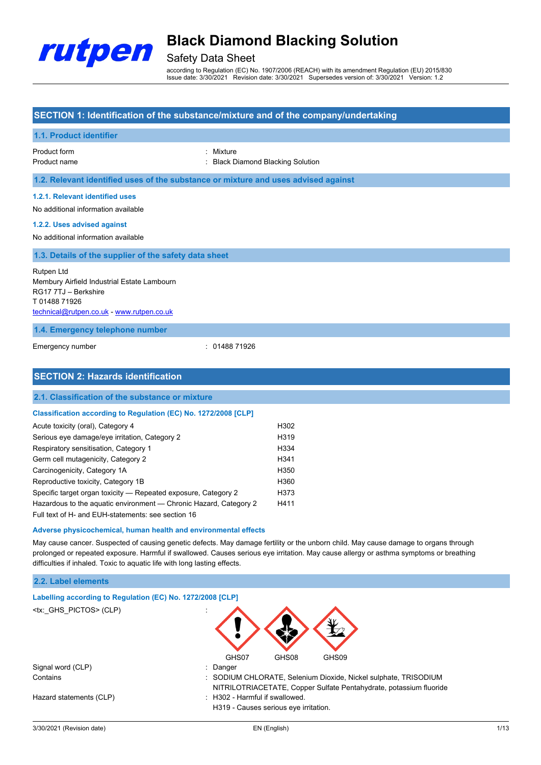# Black Diamond Blacking Solution

Safety Data Sheet

according to Regulation (EC) No. 1907/2006 (REACH) with its amendment Regulation (EU) 2015/830
Issue date: 3/30/2021 Revision date: 3/30/2021 Supersedes version of: 3/30/2021 Version: 1.2

## SECTION 1: Identification of the substance/mixture and of the company/undertaking

### 1.1. Product identifier

Product form : Mixture
Product name : Black Diamond Blacking Solution

### 1.2. Relevant identified uses of the substance or mixture and uses advised against

#### 1.2.1. Relevant identified uses

No additional information available

#### 1.2.2. Uses advised against

No additional information available

### 1.3. Details of the supplier of the safety data sheet

Rutpen Ltd
Membury Airfield Industrial Estate Lambourn
RG17 7TJ – Berkshire
T 01488 71926
technical@rutpen.co.uk - www.rutpen.co.uk

### 1.4. Emergency telephone number

Emergency number : 01488 71926

## SECTION 2: Hazards identification

### 2.1. Classification of the substance or mixture

**Classification according to Regulation (EC) No. 1272/2008 [CLP]**

| | |
|---|---|
| Acute toxicity (oral), Category 4 | H302 |
| Serious eye damage/eye irritation, Category 2 | H319 |
| Respiratory sensitisation, Category 1 | H334 |
| Germ cell mutagenicity, Category 2 | H341 |
| Carcinogenicity, Category 1A | H350 |
| Reproductive toxicity, Category 1B | H360 |
| Specific target organ toxicity — Repeated exposure, Category 2 | H373 |
| Hazardous to the aquatic environment — Chronic Hazard, Category 2 | H411 |

Full text of H- and EUH-statements: see section 16

**Adverse physicochemical, human health and environmental effects**

May cause cancer. Suspected of causing genetic defects. May damage fertility or the unborn child. May cause damage to organs through prolonged or repeated exposure. Harmful if swallowed. Causes serious eye irritation. May cause allergy or asthma symptoms or breathing difficulties if inhaled. Toxic to aquatic life with long lasting effects.

### 2.2. Label elements

**Labelling according to Regulation (EC) No. 1272/2008 [CLP]**

<tx:_GHS_PICTOS> (CLP) :

GHS07 GHS08 GHS09

Signal word (CLP) : Danger

Contains : SODIUM CHLORATE, Selenium Dioxide, Nickel sulphate, TRISODIUM NITRILOTRIACETATE, Copper Sulfate Pentahydrate, potassium fluoride

Hazard statements (CLP) : H302 - Harmful if swallowed.
H319 - Causes serious eye irritation.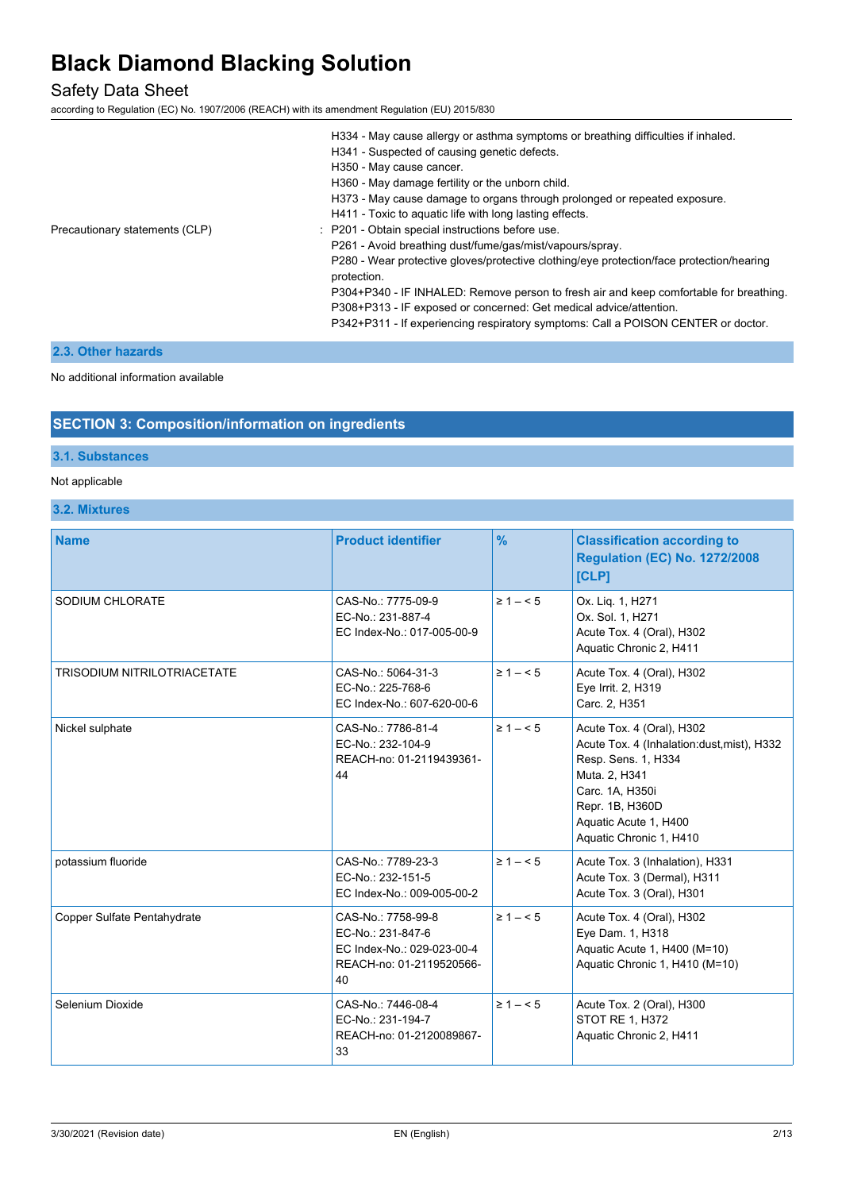| | |
|---|---|
| | H334 - May cause allergy or asthma symptoms or breathing difficulties if inhaled.<br>H341 - Suspected of causing genetic defects.<br>H350 - May cause cancer.<br>H360 - May damage fertility or the unborn child.<br>H373 - May cause damage to organs through prolonged or repeated exposure.<br>H411 - Toxic to aquatic life with long lasting effects. |
| Precautionary statements (CLP) | : P201 - Obtain special instructions before use.<br>P261 - Avoid breathing dust/fume/gas/mist/vapours/spray.<br>P280 - Wear protective gloves/protective clothing/eye protection/face protection/hearing protection.<br>P304+P340 - IF INHALED: Remove person to fresh air and keep comfortable for breathing.<br>P308+P313 - IF exposed or concerned: Get medical advice/attention.<br>P342+P311 - If experiencing respiratory symptoms: Call a POISON CENTER or doctor. |

### 2.3. Other hazards

No additional information available

## SECTION 3: Composition/information on ingredients

### 3.1. Substances

Not applicable

### 3.2. Mixtures

| Name | Product identifier | % | Classification according to Regulation (EC) No. 1272/2008 [CLP] |
|---|---|---|---|
| SODIUM CHLORATE | CAS-No.: 7775-09-9<br>EC-No.: 231-887-4<br>EC Index-No.: 017-005-00-9 | ≥ 1 – < 5 | Ox. Liq. 1, H271<br>Ox. Sol. 1, H271<br>Acute Tox. 4 (Oral), H302<br>Aquatic Chronic 2, H411 |
| TRISODIUM NITRILOTRIACETATE | CAS-No.: 5064-31-3<br>EC-No.: 225-768-6<br>EC Index-No.: 607-620-00-6 | ≥ 1 – < 5 | Acute Tox. 4 (Oral), H302<br>Eye Irrit. 2, H319<br>Carc. 2, H351 |
| Nickel sulphate | CAS-No.: 7786-81-4<br>EC-No.: 232-104-9<br>REACH-no: 01-2119439361-44 | ≥ 1 – < 5 | Acute Tox. 4 (Oral), H302<br>Acute Tox. 4 (Inhalation:dust,mist), H332<br>Resp. Sens. 1, H334<br>Muta. 2, H341<br>Carc. 1A, H350i<br>Repr. 1B, H360D<br>Aquatic Acute 1, H400<br>Aquatic Chronic 1, H410 |
| potassium fluoride | CAS-No.: 7789-23-3<br>EC-No.: 232-151-5<br>EC Index-No.: 009-005-00-2 | ≥ 1 – < 5 | Acute Tox. 3 (Inhalation), H331<br>Acute Tox. 3 (Dermal), H311<br>Acute Tox. 3 (Oral), H301 |
| Copper Sulfate Pentahydrate | CAS-No.: 7758-99-8<br>EC-No.: 231-847-6<br>EC Index-No.: 029-023-00-4<br>REACH-no: 01-2119520566-40 | ≥ 1 – < 5 | Acute Tox. 4 (Oral), H302<br>Eye Dam. 1, H318<br>Aquatic Acute 1, H400 (M=10)<br>Aquatic Chronic 1, H410 (M=10) |
| Selenium Dioxide | CAS-No.: 7446-08-4<br>EC-No.: 231-194-7<br>REACH-no: 01-2120089867-33 | ≥ 1 – < 5 | Acute Tox. 2 (Oral), H300<br>STOT RE 1, H372<br>Aquatic Chronic 2, H411 |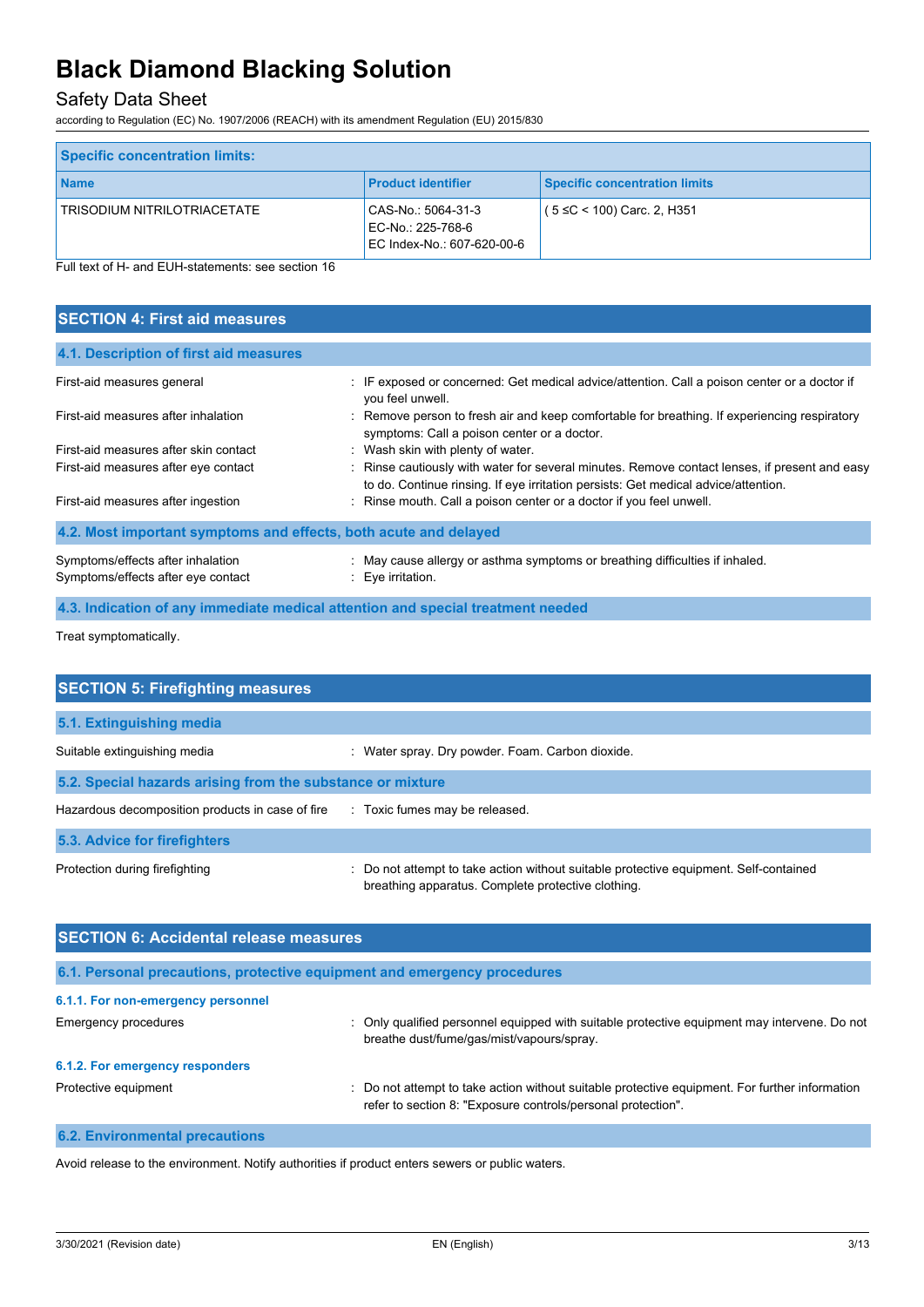| Specific concentration limits: | | |
|---|---|---|
| **Name** | **Product identifier** | **Specific concentration limits** |
| TRISODIUM NITRILOTRIACETATE | CAS-No.: 5064-31-3<br>EC-No.: 225-768-6<br>EC Index-No.: 607-620-00-6 | ( 5 ≤C < 100) Carc. 2, H351 |

Full text of H- and EUH-statements: see section 16

## SECTION 4: First aid measures

### 4.1. Description of first aid measures

First-aid measures general : IF exposed or concerned: Get medical advice/attention. Call a poison center or a doctor if you feel unwell.

First-aid measures after inhalation : Remove person to fresh air and keep comfortable for breathing. If experiencing respiratory symptoms: Call a poison center or a doctor.

First-aid measures after skin contact : Wash skin with plenty of water.

First-aid measures after eye contact : Rinse cautiously with water for several minutes. Remove contact lenses, if present and easy to do. Continue rinsing. If eye irritation persists: Get medical advice/attention.

First-aid measures after ingestion : Rinse mouth. Call a poison center or a doctor if you feel unwell.

### 4.2. Most important symptoms and effects, both acute and delayed

Symptoms/effects after inhalation : May cause allergy or asthma symptoms or breathing difficulties if inhaled.

Symptoms/effects after eye contact : Eye irritation.

### 4.3. Indication of any immediate medical attention and special treatment needed

Treat symptomatically.

## SECTION 5: Firefighting measures

### 5.1. Extinguishing media

Suitable extinguishing media : Water spray. Dry powder. Foam. Carbon dioxide.

### 5.2. Special hazards arising from the substance or mixture

Hazardous decomposition products in case of fire : Toxic fumes may be released.

### 5.3. Advice for firefighters

Protection during firefighting : Do not attempt to take action without suitable protective equipment. Self-contained breathing apparatus. Complete protective clothing.

## SECTION 6: Accidental release measures

### 6.1. Personal precautions, protective equipment and emergency procedures

#### 6.1.1. For non-emergency personnel

Emergency procedures : Only qualified personnel equipped with suitable protective equipment may intervene. Do not breathe dust/fume/gas/mist/vapours/spray.

#### 6.1.2. For emergency responders

Protective equipment : Do not attempt to take action without suitable protective equipment. For further information refer to section 8: "Exposure controls/personal protection".

### 6.2. Environmental precautions

Avoid release to the environment. Notify authorities if product enters sewers or public waters.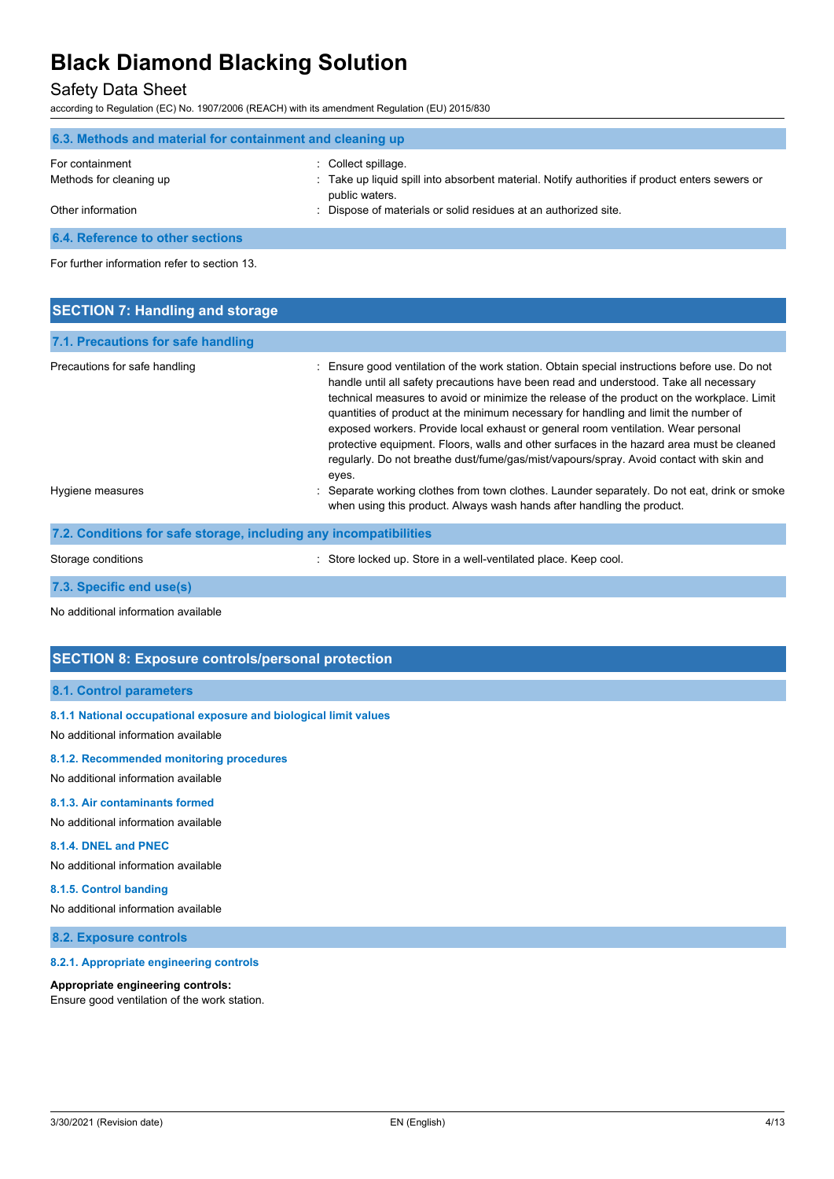### 6.3. Methods and material for containment and cleaning up

| | |
|---|---|
| For containment | : Collect spillage. |
| Methods for cleaning up | : Take up liquid spill into absorbent material. Notify authorities if product enters sewers or public waters. |
| Other information | : Dispose of materials or solid residues at an authorized site. |

### 6.4. Reference to other sections

For further information refer to section 13.

## SECTION 7: Handling and storage

### 7.1. Precautions for safe handling

| | |
|---|---|
| Precautions for safe handling | : Ensure good ventilation of the work station. Obtain special instructions before use. Do not handle until all safety precautions have been read and understood. Take all necessary technical measures to avoid or minimize the release of the product on the workplace. Limit quantities of product at the minimum necessary for handling and limit the number of exposed workers. Provide local exhaust or general room ventilation. Wear personal protective equipment. Floors, walls and other surfaces in the hazard area must be cleaned regularly. Do not breathe dust/fume/gas/mist/vapours/spray. Avoid contact with skin and eyes. |
| Hygiene measures | : Separate working clothes from town clothes. Launder separately. Do not eat, drink or smoke when using this product. Always wash hands after handling the product. |

### 7.2. Conditions for safe storage, including any incompatibilities

| | |
|---|---|
| Storage conditions | : Store locked up. Store in a well-ventilated place. Keep cool. |

### 7.3. Specific end use(s)

No additional information available

## SECTION 8: Exposure controls/personal protection

### 8.1. Control parameters

#### 8.1.1 National occupational exposure and biological limit values

No additional information available

#### 8.1.2. Recommended monitoring procedures

No additional information available

#### 8.1.3. Air contaminants formed

No additional information available

#### 8.1.4. DNEL and PNEC

No additional information available

#### 8.1.5. Control banding

No additional information available

### 8.2. Exposure controls

#### 8.2.1. Appropriate engineering controls

**Appropriate engineering controls:**
Ensure good ventilation of the work station.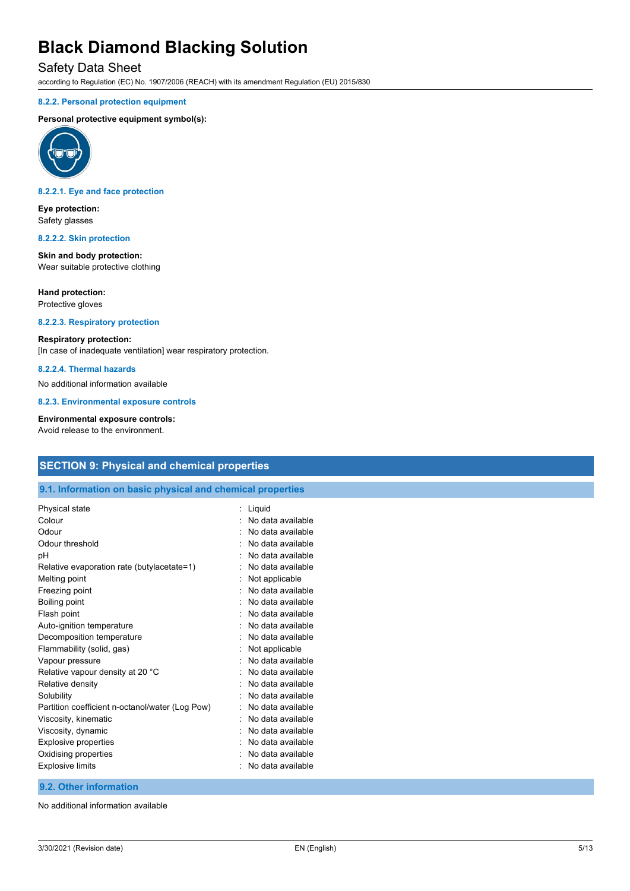#### 8.2.2. Personal protection equipment

**Personal protective equipment symbol(s):**

#### 8.2.2.1. Eye and face protection

**Eye protection:**
Safety glasses

#### 8.2.2.2. Skin protection

**Skin and body protection:**
Wear suitable protective clothing

**Hand protection:**
Protective gloves

#### 8.2.2.3. Respiratory protection

**Respiratory protection:**
[In case of inadequate ventilation] wear respiratory protection.

#### 8.2.2.4. Thermal hazards

No additional information available

#### 8.2.3. Environmental exposure controls

**Environmental exposure controls:**
Avoid release to the environment.

## SECTION 9: Physical and chemical properties

### 9.1. Information on basic physical and chemical properties

| | |
|---|---|
| Physical state | : Liquid |
| Colour | : No data available |
| Odour | : No data available |
| Odour threshold | : No data available |
| pH | : No data available |
| Relative evaporation rate (butylacetate=1) | : No data available |
| Melting point | : Not applicable |
| Freezing point | : No data available |
| Boiling point | : No data available |
| Flash point | : No data available |
| Auto-ignition temperature | : No data available |
| Decomposition temperature | : No data available |
| Flammability (solid, gas) | : Not applicable |
| Vapour pressure | : No data available |
| Relative vapour density at 20 °C | : No data available |
| Relative density | : No data available |
| Solubility | : No data available |
| Partition coefficient n-octanol/water (Log Pow) | : No data available |
| Viscosity, kinematic | : No data available |
| Viscosity, dynamic | : No data available |
| Explosive properties | : No data available |
| Oxidising properties | : No data available |
| Explosive limits | : No data available |

### 9.2. Other information

No additional information available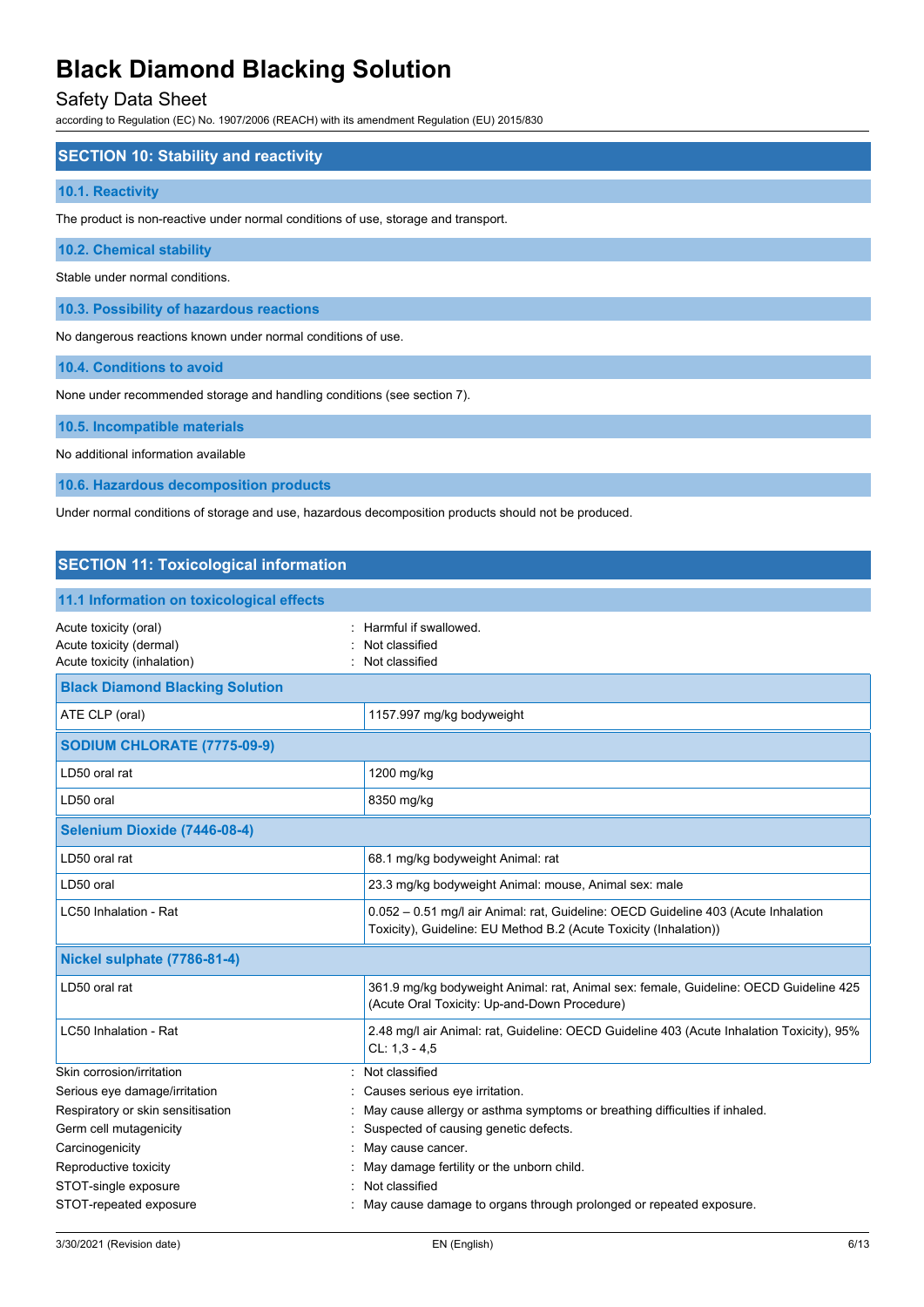## SECTION 10: Stability and reactivity

### 10.1. Reactivity

The product is non-reactive under normal conditions of use, storage and transport.

### 10.2. Chemical stability

Stable under normal conditions.

### 10.3. Possibility of hazardous reactions

No dangerous reactions known under normal conditions of use.

### 10.4. Conditions to avoid

None under recommended storage and handling conditions (see section 7).

### 10.5. Incompatible materials

No additional information available

### 10.6. Hazardous decomposition products

Under normal conditions of storage and use, hazardous decomposition products should not be produced.

## SECTION 11: Toxicological information

### 11.1 Information on toxicological effects

Acute toxicity (oral) : Harmful if swallowed.
Acute toxicity (dermal) : Not classified
Acute toxicity (inhalation) : Not classified

| **Black Diamond Blacking Solution** | |
|---|---|
| ATE CLP (oral) | 1157.997 mg/kg bodyweight |
| **SODIUM CHLORATE (7775-09-9)** | |
| LD50 oral rat | 1200 mg/kg |
| LD50 oral | 8350 mg/kg |
| **Selenium Dioxide (7446-08-4)** | |
| LD50 oral rat | 68.1 mg/kg bodyweight Animal: rat |
| LD50 oral | 23.3 mg/kg bodyweight Animal: mouse, Animal sex: male |
| LC50 Inhalation - Rat | 0.052 – 0.51 mg/l air Animal: rat, Guideline: OECD Guideline 403 (Acute Inhalation Toxicity), Guideline: EU Method B.2 (Acute Toxicity (Inhalation)) |
| **Nickel sulphate (7786-81-4)** | |
| LD50 oral rat | 361.9 mg/kg bodyweight Animal: rat, Animal sex: female, Guideline: OECD Guideline 425 (Acute Oral Toxicity: Up-and-Down Procedure) |
| LC50 Inhalation - Rat | 2.48 mg/l air Animal: rat, Guideline: OECD Guideline 403 (Acute Inhalation Toxicity), 95% CL: 1,3 - 4,5 |

Skin corrosion/irritation : Not classified
Serious eye damage/irritation : Causes serious eye irritation.
Respiratory or skin sensitisation : May cause allergy or asthma symptoms or breathing difficulties if inhaled.
Germ cell mutagenicity : Suspected of causing genetic defects.
Carcinogenicity : May cause cancer.
Reproductive toxicity : May damage fertility or the unborn child.
STOT-single exposure : Not classified
STOT-repeated exposure : May cause damage to organs through prolonged or repeated exposure.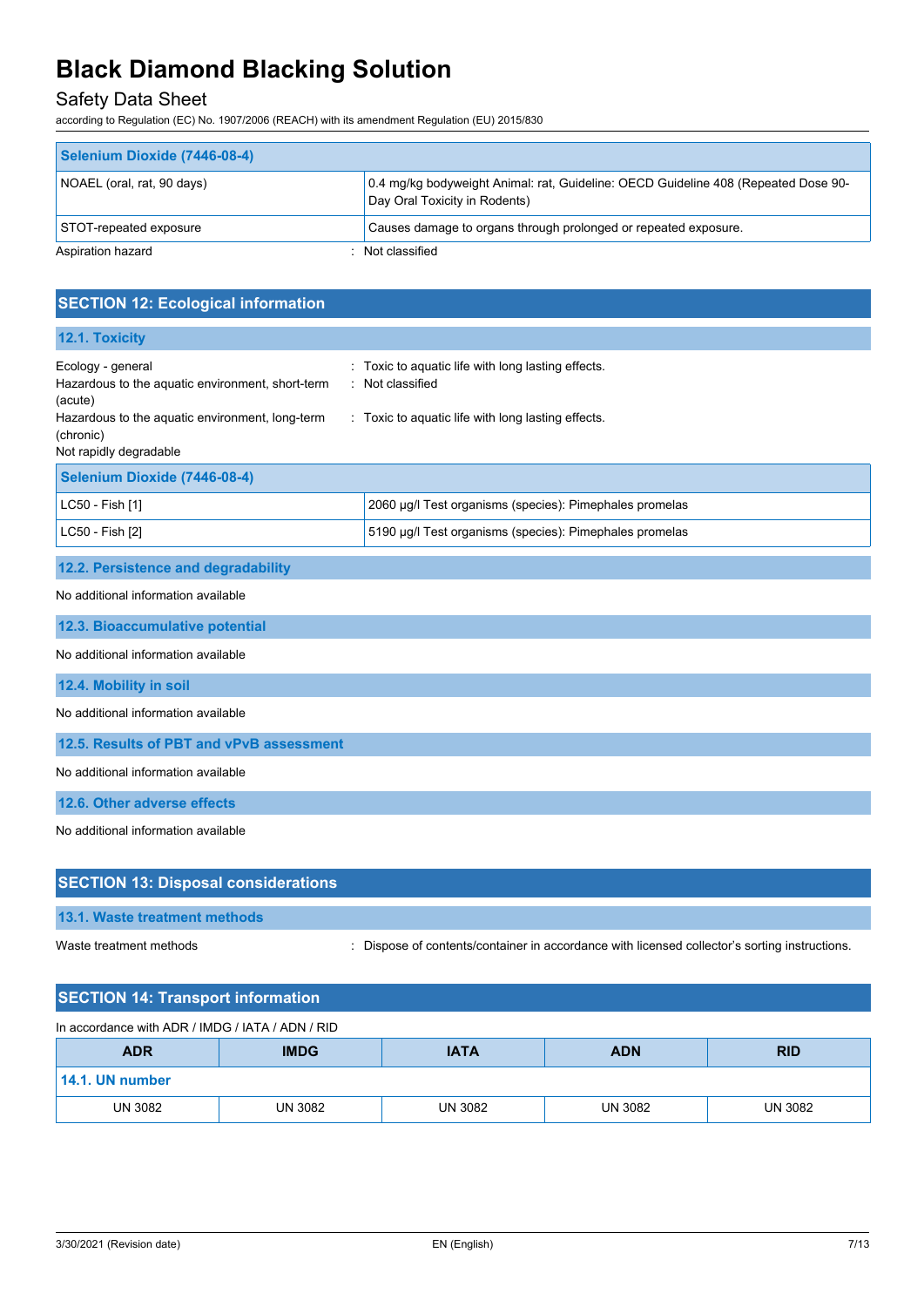| Selenium Dioxide (7446-08-4) | |
|---|---|
| NOAEL (oral, rat, 90 days) | 0.4 mg/kg bodyweight Animal: rat, Guideline: OECD Guideline 408 (Repeated Dose 90-Day Oral Toxicity in Rodents) |
| STOT-repeated exposure | Causes damage to organs through prolonged or repeated exposure. |

Aspiration hazard : Not classified

## SECTION 12: Ecological information

### 12.1. Toxicity

Ecology - general : Toxic to aquatic life with long lasting effects.

Hazardous to the aquatic environment, short-term (acute) : Not classified

Hazardous to the aquatic environment, long-term (chronic) : Toxic to aquatic life with long lasting effects.

Not rapidly degradable

| Selenium Dioxide (7446-08-4) | |
|---|---|
| LC50 - Fish [1] | 2060 µg/l Test organisms (species): Pimephales promelas |
| LC50 - Fish [2] | 5190 µg/l Test organisms (species): Pimephales promelas |

### 12.2. Persistence and degradability

No additional information available

### 12.3. Bioaccumulative potential

No additional information available

### 12.4. Mobility in soil

No additional information available

### 12.5. Results of PBT and vPvB assessment

No additional information available

### 12.6. Other adverse effects

No additional information available

## SECTION 13: Disposal considerations

### 13.1. Waste treatment methods

Waste treatment methods : Dispose of contents/container in accordance with licensed collector's sorting instructions.

## SECTION 14: Transport information

In accordance with ADR / IMDG / IATA / ADN / RID

| ADR | IMDG | IATA | ADN | RID |
|---|---|---|---|---|
| **14.1. UN number** | | | | |
| UN 3082 | UN 3082 | UN 3082 | UN 3082 | UN 3082 |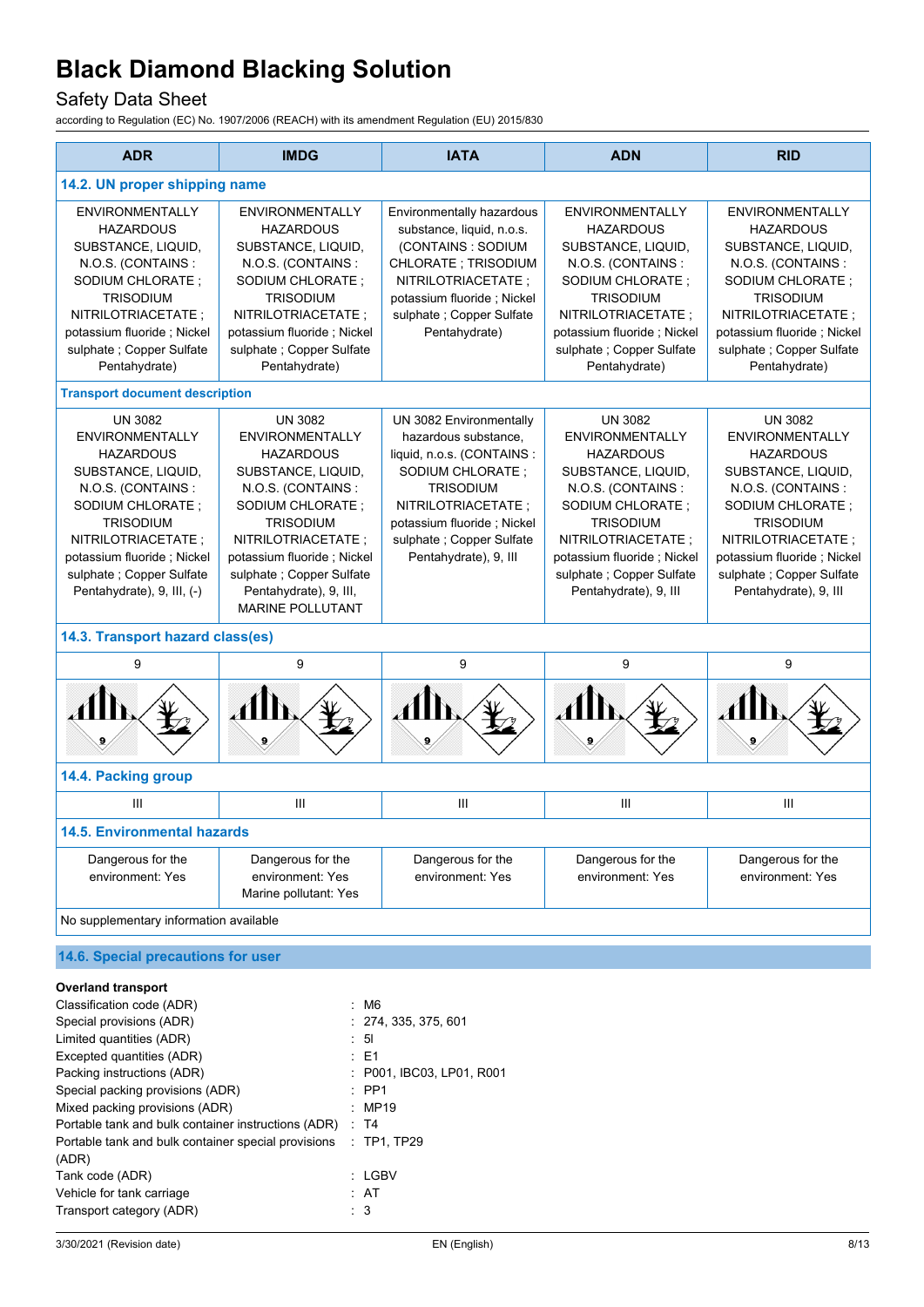# Black Diamond Blacking Solution

Safety Data Sheet

according to Regulation (EC) No. 1907/2006 (REACH) with its amendment Regulation (EU) 2015/830

| ADR | IMDG | IATA | ADN | RID |
|---|---|---|---|---|
| **14.2. UN proper shipping name** | | | | |
| ENVIRONMENTALLY HAZARDOUS SUBSTANCE, LIQUID, N.O.S. (CONTAINS : SODIUM CHLORATE ; TRISODIUM NITRILOTRIACETATE ; potassium fluoride ; Nickel sulphate ; Copper Sulfate Pentahydrate) | ENVIRONMENTALLY HAZARDOUS SUBSTANCE, LIQUID, N.O.S. (CONTAINS : SODIUM CHLORATE ; TRISODIUM NITRILOTRIACETATE ; potassium fluoride ; Nickel sulphate ; Copper Sulfate Pentahydrate) | Environmentally hazardous substance, liquid, n.o.s. (CONTAINS : SODIUM CHLORATE ; TRISODIUM NITRILOTRIACETATE ; potassium fluoride ; Nickel sulphate ; Copper Sulfate Pentahydrate) | ENVIRONMENTALLY HAZARDOUS SUBSTANCE, LIQUID, N.O.S. (CONTAINS : SODIUM CHLORATE ; TRISODIUM NITRILOTRIACETATE ; potassium fluoride ; Nickel sulphate ; Copper Sulfate Pentahydrate) | ENVIRONMENTALLY HAZARDOUS SUBSTANCE, LIQUID, N.O.S. (CONTAINS : SODIUM CHLORATE ; TRISODIUM NITRILOTRIACETATE ; potassium fluoride ; Nickel sulphate ; Copper Sulfate Pentahydrate) |
| **Transport document description** | | | | |
| UN 3082 ENVIRONMENTALLY HAZARDOUS SUBSTANCE, LIQUID, N.O.S. (CONTAINS : SODIUM CHLORATE ; TRISODIUM NITRILOTRIACETATE ; potassium fluoride ; Nickel sulphate ; Copper Sulfate Pentahydrate), 9, III, (-) | UN 3082 ENVIRONMENTALLY HAZARDOUS SUBSTANCE, LIQUID, N.O.S. (CONTAINS : SODIUM CHLORATE ; TRISODIUM NITRILOTRIACETATE ; potassium fluoride ; Nickel sulphate ; Copper Sulfate Pentahydrate), 9, III, MARINE POLLUTANT | UN 3082 Environmentally hazardous substance, liquid, n.o.s. (CONTAINS : SODIUM CHLORATE ; TRISODIUM NITRILOTRIACETATE ; potassium fluoride ; Nickel sulphate ; Copper Sulfate Pentahydrate), 9, III | UN 3082 ENVIRONMENTALLY HAZARDOUS SUBSTANCE, LIQUID, N.O.S. (CONTAINS : SODIUM CHLORATE ; TRISODIUM NITRILOTRIACETATE ; potassium fluoride ; Nickel sulphate ; Copper Sulfate Pentahydrate), 9, III | UN 3082 ENVIRONMENTALLY HAZARDOUS SUBSTANCE, LIQUID, N.O.S. (CONTAINS : SODIUM CHLORATE ; TRISODIUM NITRILOTRIACETATE ; potassium fluoride ; Nickel sulphate ; Copper Sulfate Pentahydrate), 9, III |
| **14.3. Transport hazard class(es)** | | | | |
| 9 | 9 | 9 | 9 | 9 |
| **14.4. Packing group** | | | | |
| III | III | III | III | III |
| **14.5. Environmental hazards** | | | | |
| Dangerous for the environment: Yes | Dangerous for the environment: Yes<br>Marine pollutant: Yes | Dangerous for the environment: Yes | Dangerous for the environment: Yes | Dangerous for the environment: Yes |

No supplementary information available

## 14.6. Special precautions for user

**Overland transport**

| | |
|---|---|
| Classification code (ADR) | : M6 |
| Special provisions (ADR) | : 274, 335, 375, 601 |
| Limited quantities (ADR) | : 5l |
| Excepted quantities (ADR) | : E1 |
| Packing instructions (ADR) | : P001, IBC03, LP01, R001 |
| Special packing provisions (ADR) | : PP1 |
| Mixed packing provisions (ADR) | : MP19 |
| Portable tank and bulk container instructions (ADR) | : T4 |
| Portable tank and bulk container special provisions (ADR) | : TP1, TP29 |
| Tank code (ADR) | : LGBV |
| Vehicle for tank carriage | : AT |
| Transport category (ADR) | : 3 |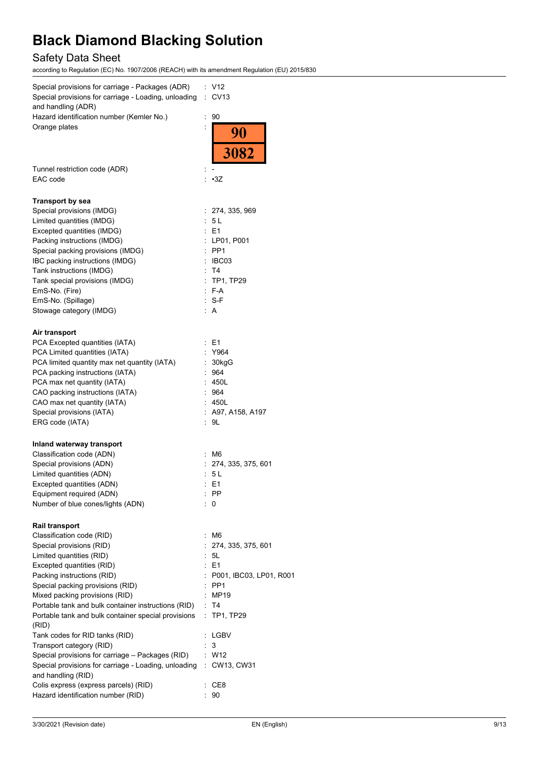Special provisions for carriage - Packages (ADR) : V12
Special provisions for carriage - Loading, unloading and handling (ADR) : CV13
Hazard identification number (Kemler No.) : 90
Orange plates :

| 90 |
| --- |
| 3082 |

Tunnel restriction code (ADR) : -
EAC code : •3Z

**Transport by sea**

Special provisions (IMDG) : 274, 335, 969
Limited quantities (IMDG) : 5 L
Excepted quantities (IMDG) : E1
Packing instructions (IMDG) : LP01, P001
Special packing provisions (IMDG) : PP1
IBC packing instructions (IMDG) : IBC03
Tank instructions (IMDG) : T4
Tank special provisions (IMDG) : TP1, TP29
EmS-No. (Fire) : F-A
EmS-No. (Spillage) : S-F
Stowage category (IMDG) : A

**Air transport**

PCA Excepted quantities (IATA) : E1
PCA Limited quantities (IATA) : Y964
PCA limited quantity max net quantity (IATA) : 30kgG
PCA packing instructions (IATA) : 964
PCA max net quantity (IATA) : 450L
CAO packing instructions (IATA) : 964
CAO max net quantity (IATA) : 450L
Special provisions (IATA) : A97, A158, A197
ERG code (IATA) : 9L

**Inland waterway transport**

Classification code (ADN) : M6
Special provisions (ADN) : 274, 335, 375, 601
Limited quantities (ADN) : 5 L
Excepted quantities (ADN) : E1
Equipment required (ADN) : PP
Number of blue cones/lights (ADN) : 0

**Rail transport**

Classification code (RID) : M6
Special provisions (RID) : 274, 335, 375, 601
Limited quantities (RID) : 5L
Excepted quantities (RID) : E1
Packing instructions (RID) : P001, IBC03, LP01, R001
Special packing provisions (RID) : PP1
Mixed packing provisions (RID) : MP19
Portable tank and bulk container instructions (RID) : T4
Portable tank and bulk container special provisions (RID) : TP1, TP29
Tank codes for RID tanks (RID) : LGBV
Transport category (RID) : 3
Special provisions for carriage – Packages (RID) : W12
Special provisions for carriage - Loading, unloading and handling (RID) : CW13, CW31
Colis express (express parcels) (RID) : CE8
Hazard identification number (RID) : 90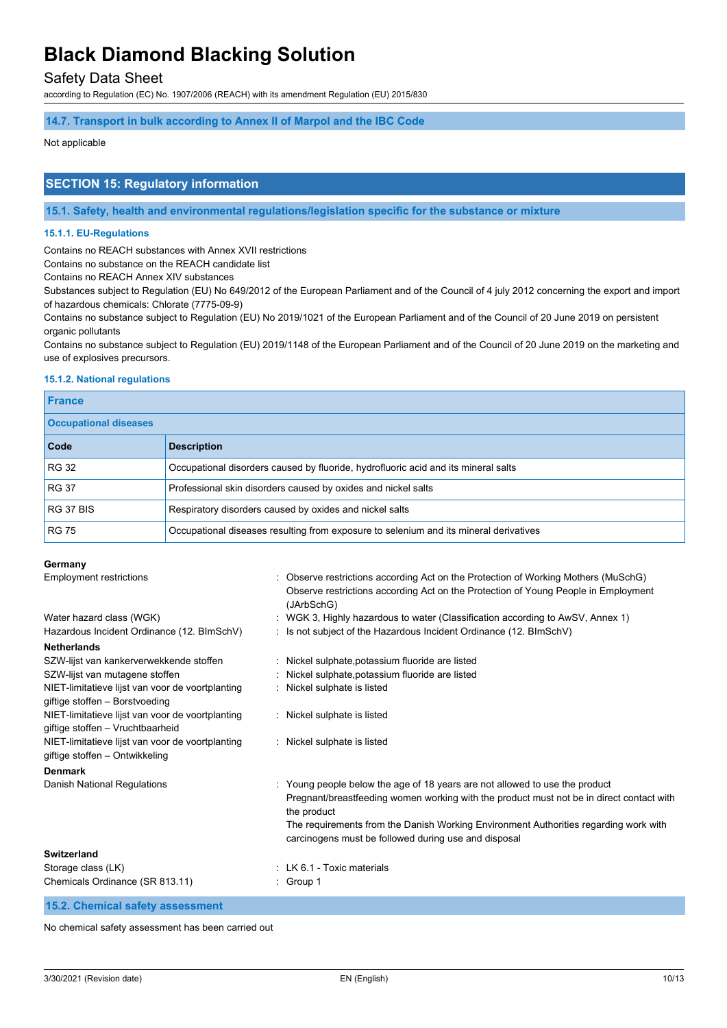### 14.7. Transport in bulk according to Annex II of Marpol and the IBC Code

Not applicable

## SECTION 15: Regulatory information

### 15.1. Safety, health and environmental regulations/legislation specific for the substance or mixture

#### 15.1.1. EU-Regulations

Contains no REACH substances with Annex XVII restrictions
Contains no substance on the REACH candidate list
Contains no REACH Annex XIV substances
Substances subject to Regulation (EU) No 649/2012 of the European Parliament and of the Council of 4 july 2012 concerning the export and import of hazardous chemicals: Chlorate (7775-09-9)
Contains no substance subject to Regulation (EU) No 2019/1021 of the European Parliament and of the Council of 20 June 2019 on persistent organic pollutants
Contains no substance subject to Regulation (EU) 2019/1148 of the European Parliament and of the Council of 20 June 2019 on the marketing and use of explosives precursors.

#### 15.1.2. National regulations

**France**

**Occupational diseases**

| Code | Description |
|---|---|
| RG 32 | Occupational disorders caused by fluoride, hydrofluoric acid and its mineral salts |
| RG 37 | Professional skin disorders caused by oxides and nickel salts |
| RG 37 BIS | Respiratory disorders caused by oxides and nickel salts |
| RG 75 | Occupational diseases resulting from exposure to selenium and its mineral derivatives |

**Germany**

Employment restrictions : Observe restrictions according Act on the Protection of Working Mothers (MuSchG)
Observe restrictions according Act on the Protection of Young People in Employment (JArbSchG)

Water hazard class (WGK) : WGK 3, Highly hazardous to water (Classification according to AwSV, Annex 1)

Hazardous Incident Ordinance (12. BImSchV) : Is not subject of the Hazardous Incident Ordinance (12. BImSchV)

**Netherlands**

SZW-lijst van kankerverwekkende stoffen : Nickel sulphate,potassium fluoride are listed

SZW-lijst van mutagene stoffen : Nickel sulphate,potassium fluoride are listed

NIET-limitatieve lijst van voor de voortplanting giftige stoffen – Borstvoeding : Nickel sulphate is listed

NIET-limitatieve lijst van voor de voortplanting giftige stoffen – Vruchtbaarheid : Nickel sulphate is listed

NIET-limitatieve lijst van voor de voortplanting giftige stoffen – Ontwikkeling : Nickel sulphate is listed

**Denmark**

Danish National Regulations : Young people below the age of 18 years are not allowed to use the product
Pregnant/breastfeeding women working with the product must not be in direct contact with the product
The requirements from the Danish Working Environment Authorities regarding work with carcinogens must be followed during use and disposal

**Switzerland**

Storage class (LK) : LK 6.1 - Toxic materials

Chemicals Ordinance (SR 813.11) : Group 1

### 15.2. Chemical safety assessment

No chemical safety assessment has been carried out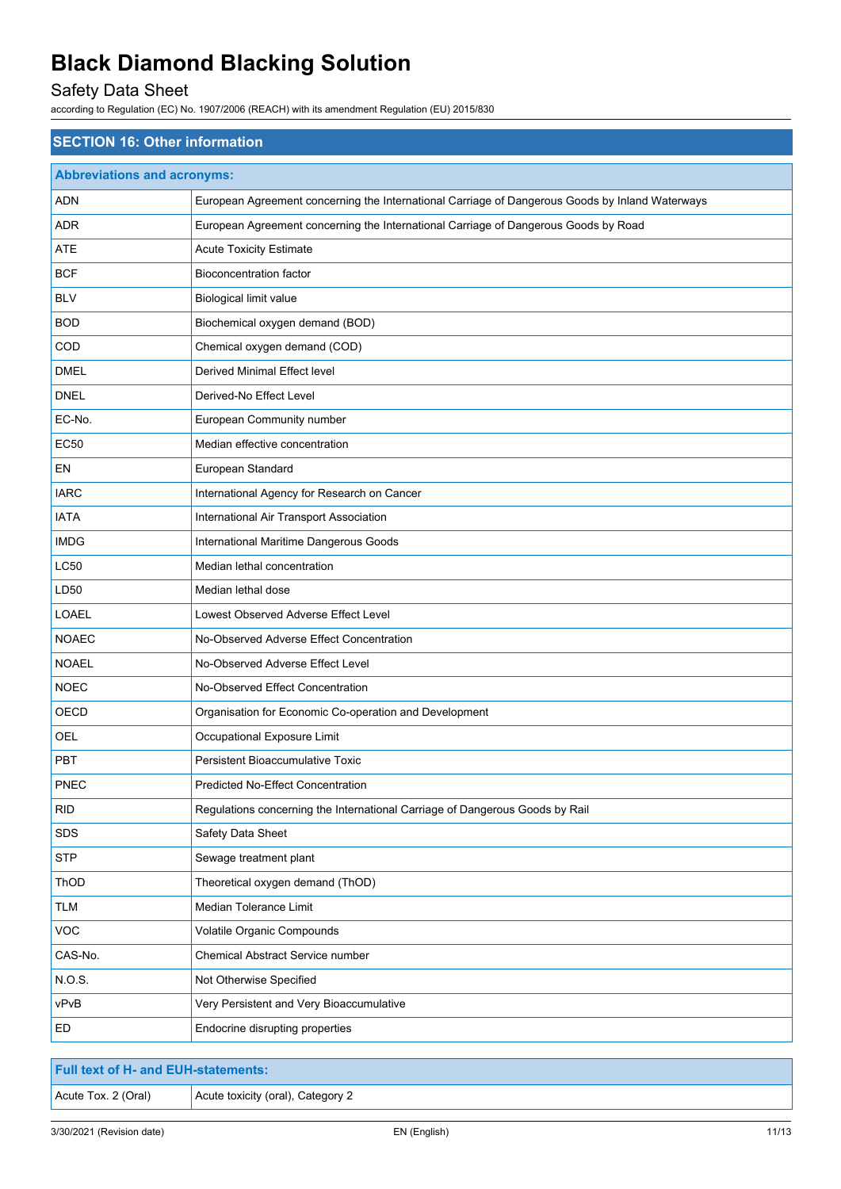## SECTION 16: Other information

| Abbreviations and acronyms: | |
|---|---|
| ADN | European Agreement concerning the International Carriage of Dangerous Goods by Inland Waterways |
| ADR | European Agreement concerning the International Carriage of Dangerous Goods by Road |
| ATE | Acute Toxicity Estimate |
| BCF | Bioconcentration factor |
| BLV | Biological limit value |
| BOD | Biochemical oxygen demand (BOD) |
| COD | Chemical oxygen demand (COD) |
| DMEL | Derived Minimal Effect level |
| DNEL | Derived-No Effect Level |
| EC-No. | European Community number |
| EC50 | Median effective concentration |
| EN | European Standard |
| IARC | International Agency for Research on Cancer |
| IATA | International Air Transport Association |
| IMDG | International Maritime Dangerous Goods |
| LC50 | Median lethal concentration |
| LD50 | Median lethal dose |
| LOAEL | Lowest Observed Adverse Effect Level |
| NOAEC | No-Observed Adverse Effect Concentration |
| NOAEL | No-Observed Adverse Effect Level |
| NOEC | No-Observed Effect Concentration |
| OECD | Organisation for Economic Co-operation and Development |
| OEL | Occupational Exposure Limit |
| PBT | Persistent Bioaccumulative Toxic |
| PNEC | Predicted No-Effect Concentration |
| RID | Regulations concerning the International Carriage of Dangerous Goods by Rail |
| SDS | Safety Data Sheet |
| STP | Sewage treatment plant |
| ThOD | Theoretical oxygen demand (ThOD) |
| TLM | Median Tolerance Limit |
| VOC | Volatile Organic Compounds |
| CAS-No. | Chemical Abstract Service number |
| N.O.S. | Not Otherwise Specified |
| vPvB | Very Persistent and Very Bioaccumulative |
| ED | Endocrine disrupting properties |

| Full text of H- and EUH-statements: | |
|---|---|
| Acute Tox. 2 (Oral) | Acute toxicity (oral), Category 2 |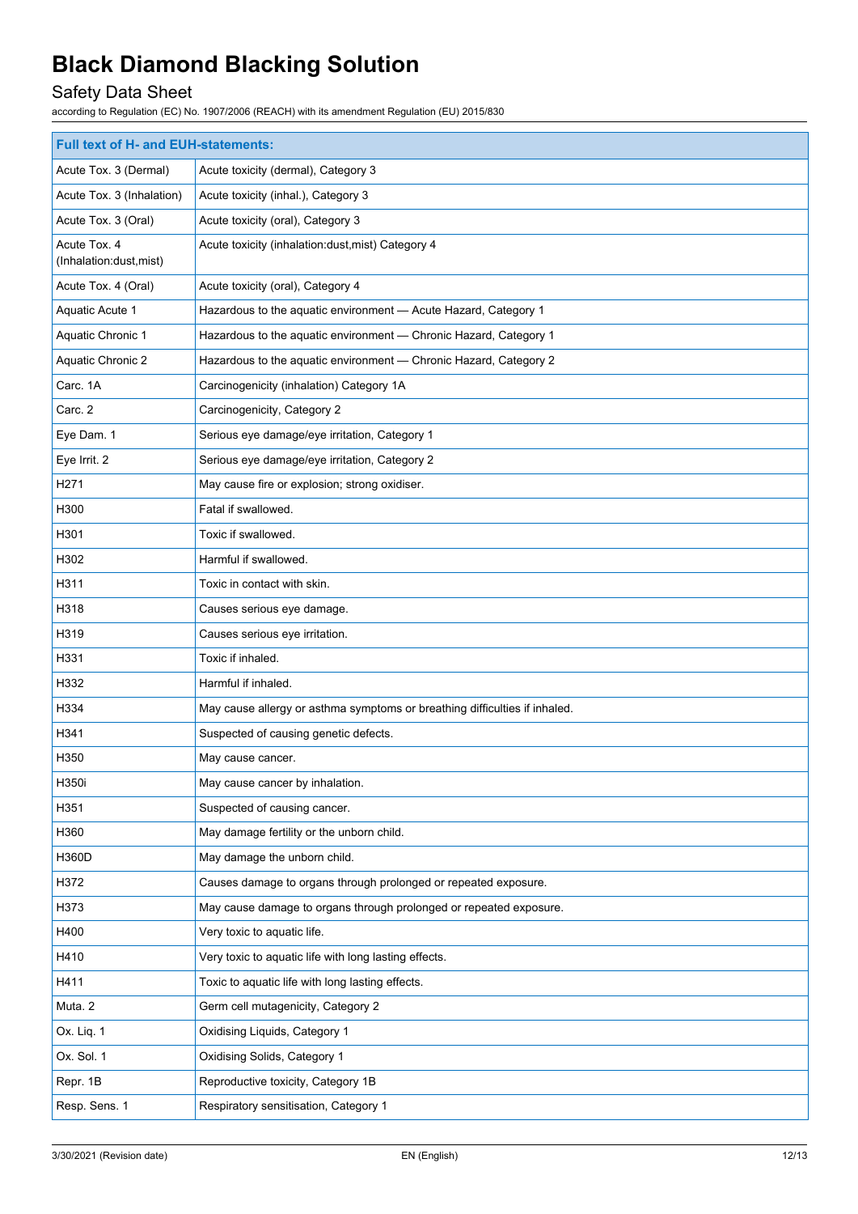| Full text of H- and EUH-statements: | |
|---|---|
| Acute Tox. 3 (Dermal) | Acute toxicity (dermal), Category 3 |
| Acute Tox. 3 (Inhalation) | Acute toxicity (inhal.), Category 3 |
| Acute Tox. 3 (Oral) | Acute toxicity (oral), Category 3 |
| Acute Tox. 4 (Inhalation:dust,mist) | Acute toxicity (inhalation:dust,mist) Category 4 |
| Acute Tox. 4 (Oral) | Acute toxicity (oral), Category 4 |
| Aquatic Acute 1 | Hazardous to the aquatic environment — Acute Hazard, Category 1 |
| Aquatic Chronic 1 | Hazardous to the aquatic environment — Chronic Hazard, Category 1 |
| Aquatic Chronic 2 | Hazardous to the aquatic environment — Chronic Hazard, Category 2 |
| Carc. 1A | Carcinogenicity (inhalation) Category 1A |
| Carc. 2 | Carcinogenicity, Category 2 |
| Eye Dam. 1 | Serious eye damage/eye irritation, Category 1 |
| Eye Irrit. 2 | Serious eye damage/eye irritation, Category 2 |
| H271 | May cause fire or explosion; strong oxidiser. |
| H300 | Fatal if swallowed. |
| H301 | Toxic if swallowed. |
| H302 | Harmful if swallowed. |
| H311 | Toxic in contact with skin. |
| H318 | Causes serious eye damage. |
| H319 | Causes serious eye irritation. |
| H331 | Toxic if inhaled. |
| H332 | Harmful if inhaled. |
| H334 | May cause allergy or asthma symptoms or breathing difficulties if inhaled. |
| H341 | Suspected of causing genetic defects. |
| H350 | May cause cancer. |
| H350i | May cause cancer by inhalation. |
| H351 | Suspected of causing cancer. |
| H360 | May damage fertility or the unborn child. |
| H360D | May damage the unborn child. |
| H372 | Causes damage to organs through prolonged or repeated exposure. |
| H373 | May cause damage to organs through prolonged or repeated exposure. |
| H400 | Very toxic to aquatic life. |
| H410 | Very toxic to aquatic life with long lasting effects. |
| H411 | Toxic to aquatic life with long lasting effects. |
| Muta. 2 | Germ cell mutagenicity, Category 2 |
| Ox. Liq. 1 | Oxidising Liquids, Category 1 |
| Ox. Sol. 1 | Oxidising Solids, Category 1 |
| Repr. 1B | Reproductive toxicity, Category 1B |
| Resp. Sens. 1 | Respiratory sensitisation, Category 1 |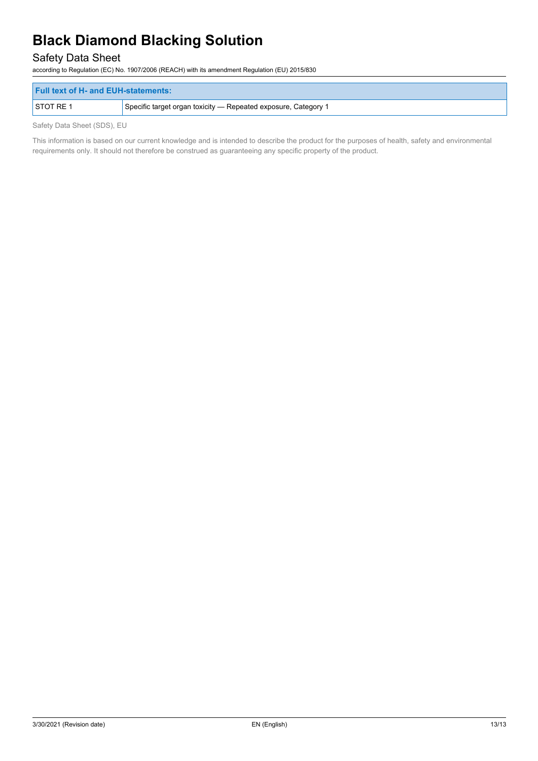| Full text of H- and EUH-statements: | |
| --- | --- |
| STOT RE 1 | Specific target organ toxicity — Repeated exposure, Category 1 |

Safety Data Sheet (SDS), EU

This information is based on our current knowledge and is intended to describe the product for the purposes of health, safety and environmental requirements only. It should not therefore be construed as guaranteeing any specific property of the product.